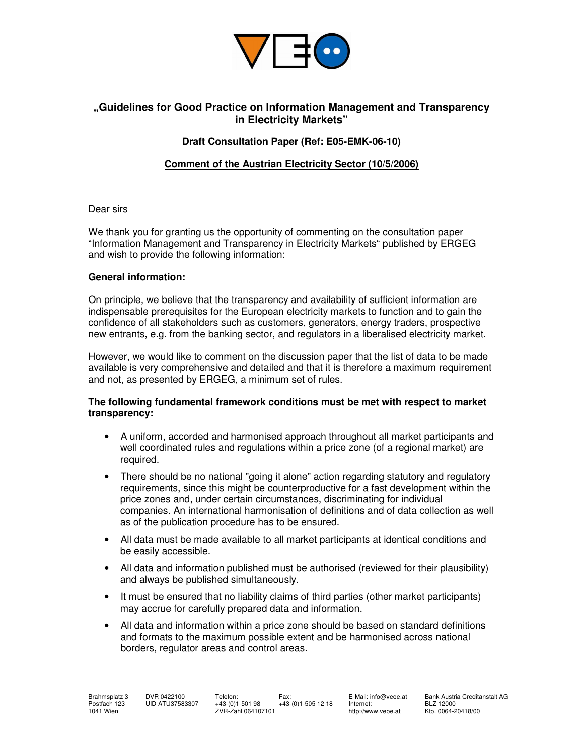## „Guidelines for Good Practice on Information Management and Transparency in Electricity Markets"

**Draft Consultation Paper (Ref: E05-EMK-06-10)**

**Comment of the Austrian Electricity Sector (10/5/2006)**

Dear sirs

We thank you for granting us the opportunity of commenting on the consultation paper "Information Management and Transparency in Electricity Markets" published by ERGEG and wish to provide the following information:

**General information:**

On principle, we believe that the transparency and availability of sufficient information are indispensable prerequisites for the European electricity markets to function and to gain the confidence of all stakeholders such as customers, generators, energy traders, prospective new entrants, e.g. from the banking sector, and regulators in a liberalised electricity market.

However, we would like to comment on the discussion paper that the list of data to be made available is very comprehensive and detailed and that it is therefore a maximum requirement and not, as presented by ERGEG, a minimum set of rules.

**The following fundamental framework conditions must be met with respect to market transparency:**

- A uniform, accorded and harmonised approach throughout all market participants and well coordinated rules and regulations within a price zone (of a regional market) are required.
- There should be no national "going it alone" action regarding statutory and regulatory requirements, since this might be counterproductive for a fast development within the price zones and, under certain circumstances, discriminating for individual companies. An international harmonisation of definitions and of data collection as well as of the publication procedure has to be ensured.
- All data must be made available to all market participants at identical conditions and be easily accessible.
- All data and information published must be authorised (reviewed for their plausibility) and always be published simultaneously.
- It must be ensured that no liability claims of third parties (other market participants) may accrue for carefully prepared data and information.
- All data and information within a price zone should be based on standard definitions and formats to the maximum possible extent and be harmonised across national borders, regulator areas and control areas.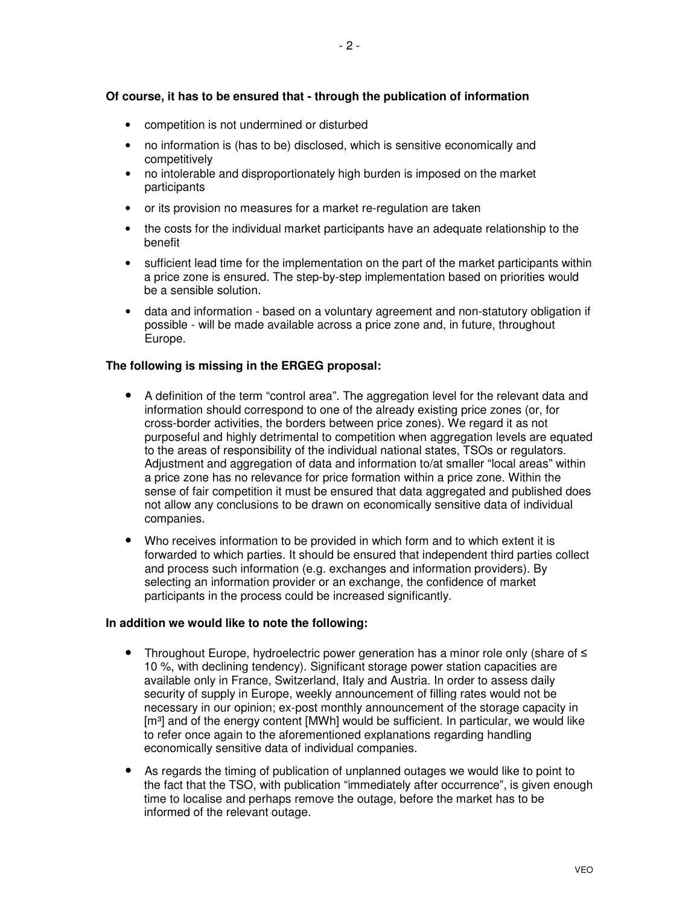**Of course, it has to be ensured that - through the publication of information**

- competition is not undermined or disturbed
- no information is (has to be) disclosed, which is sensitive economically and competitively
- no intolerable and disproportionately high burden is imposed on the market participants
- or its provision no measures for a market re-regulation are taken
- the costs for the individual market participants have an adequate relationship to the benefit
- sufficient lead time for the implementation on the part of the market participants within a price zone is ensured. The step-by-step implementation based on priorities would be a sensible solution.
- data and information - based on a voluntary agreement and non-statutory obligation if possible - will be made available across a price zone and, in future, throughout Europe.

**The following is missing in the ERGEG proposal:**

- A definition of the term "control area". The aggregation level for the relevant data and information should correspond to one of the already existing price zones (or, for cross-border activities, the borders between price zones). We regard it as not purposeful and highly detrimental to competition when aggregation levels are equated to the areas of responsibility of the individual national states, TSOs or regulators. Adjustment and aggregation of data and information to/at smaller "local areas" within a price zone has no relevance for price formation within a price zone. Within the sense of fair competition it must be ensured that data aggregated and published does not allow any conclusions to be drawn on economically sensitive data of individual companies.
- Who receives information to be provided in which form and to which extent it is forwarded to which parties. It should be ensured that independent third parties collect and process such information (e.g. exchanges and information providers). By selecting an information provider or an exchange, the confidence of market participants in the process could be increased significantly.

**In addition we would like to note the following:**

- Throughout Europe, hydroelectric power generation has a minor role only (share of ≤ 10 %, with declining tendency). Significant storage power station capacities are available only in France, Switzerland, Italy and Austria. In order to assess daily security of supply in Europe, weekly announcement of filling rates would not be necessary in our opinion; ex-post monthly announcement of the storage capacity in [m³] and of the energy content [MWh] would be sufficient. In particular, we would like to refer once again to the aforementioned explanations regarding handling economically sensitive data of individual companies.
- As regards the timing of publication of unplanned outages we would like to point to the fact that the TSO, with publication "immediately after occurrence", is given enough time to localise and perhaps remove the outage, before the market has to be informed of the relevant outage.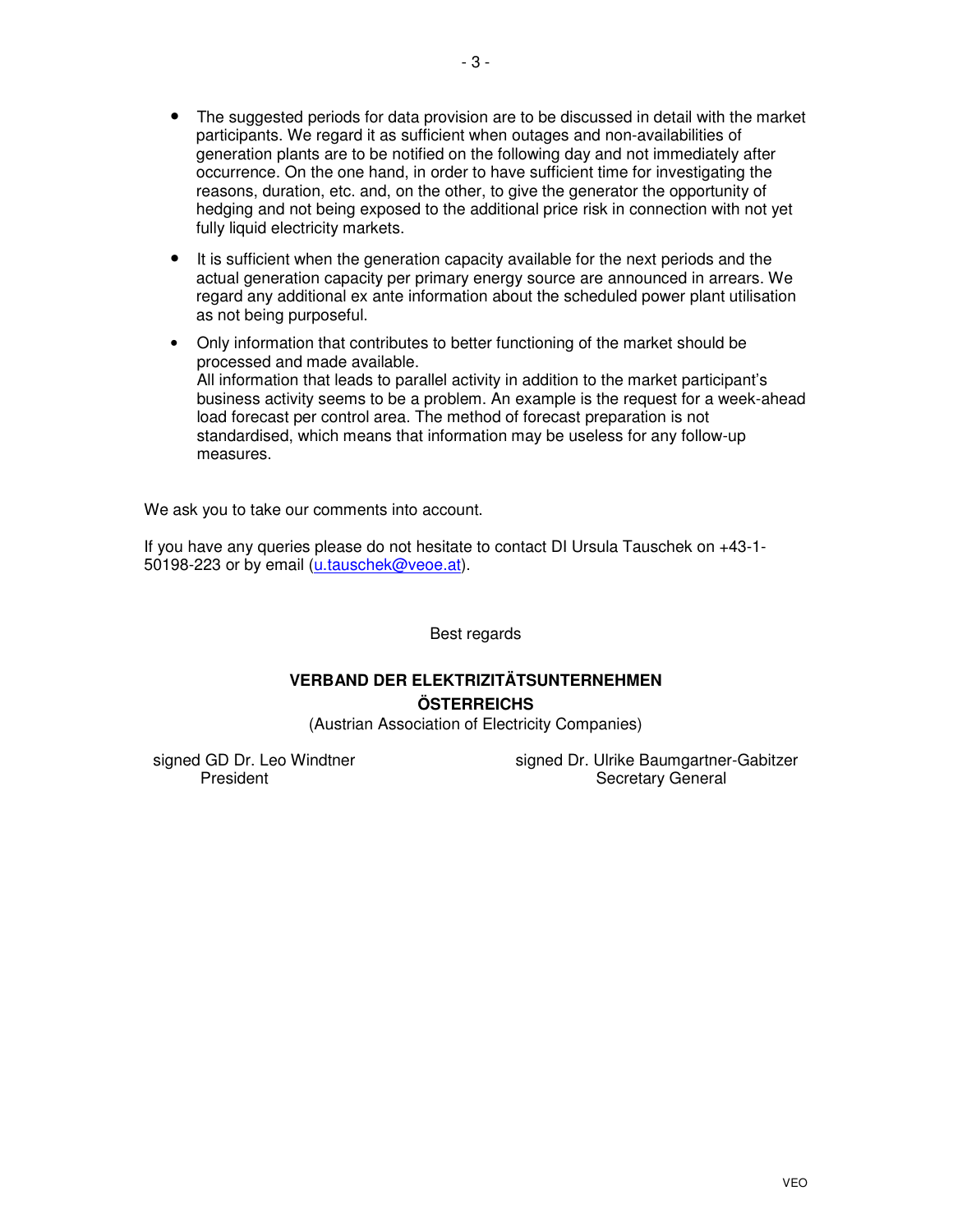- The suggested periods for data provision are to be discussed in detail with the market participants. We regard it as sufficient when outages and non-availabilities of generation plants are to be notified on the following day and not immediately after occurrence. On the one hand, in order to have sufficient time for investigating the reasons, duration, etc. and, on the other, to give the generator the opportunity of hedging and not being exposed to the additional price risk in connection with not yet fully liquid electricity markets.
- It is sufficient when the generation capacity available for the next periods and the actual generation capacity per primary energy source are announced in arrears. We regard any additional ex ante information about the scheduled power plant utilisation as not being purposeful.
- Only information that contributes to better functioning of the market should be processed and made available.
  All information that leads to parallel activity in addition to the market participant's business activity seems to be a problem. An example is the request for a week-ahead load forecast per control area. The method of forecast preparation is not standardised, which means that information may be useless for any follow-up measures.

We ask you to take our comments into account.

If you have any queries please do not hesitate to contact DI Ursula Tauschek on +43-1-50198-223 or by email (u.tauschek@veoe.at).

Best regards

**VERBAND DER ELEKTRIZITÄTSUNTERNEHMEN ÖSTERREICHS**

(Austrian Association of Electricity Companies)

signed GD Dr. Leo Windtner
President

signed Dr. Ulrike Baumgartner-Gabitzer
Secretary General

VEO